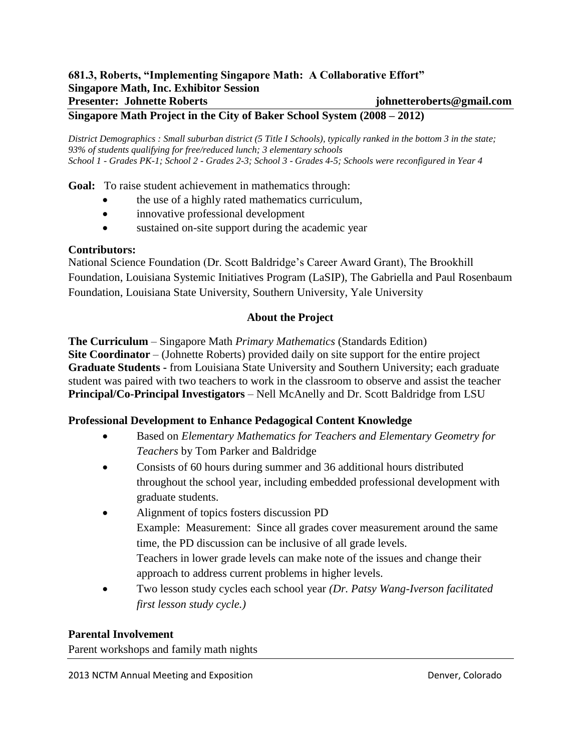**681.3, Roberts, "Implementing Singapore Math: A Collaborative Effort"**
**Singapore Math, Inc. Exhibitor Session**
**Presenter: Johnette Roberts** **johnetteroberts@gmail.com**

**Singapore Math Project in the City of Baker School System (2008 – 2012)**

*District Demographics : Small suburban district (5 Title I Schools), typically ranked in the bottom 3 in the state; 93% of students qualifying for free/reduced lunch; 3 elementary schools*
*School 1 - Grades PK-1; School 2 - Grades 2-3; School 3 - Grades 4-5; Schools were reconfigured in Year 4*

**Goal:** To raise student achievement in mathematics through:

- the use of a highly rated mathematics curriculum,
- innovative professional development
- sustained on-site support during the academic year

**Contributors:**
National Science Foundation (Dr. Scott Baldridge's Career Award Grant), The Brookhill Foundation, Louisiana Systemic Initiatives Program (LaSIP), The Gabriella and Paul Rosenbaum Foundation, Louisiana State University, Southern University, Yale University

**About the Project**

**The Curriculum** – Singapore Math *Primary Mathematics* (Standards Edition)
**Site Coordinator** – (Johnette Roberts) provided daily on site support for the entire project
**Graduate Students -** from Louisiana State University and Southern University; each graduate student was paired with two teachers to work in the classroom to observe and assist the teacher
**Principal/Co-Principal Investigators** – Nell McAnelly and Dr. Scott Baldridge from LSU

**Professional Development to Enhance Pedagogical Content Knowledge**

- Based on *Elementary Mathematics for Teachers and Elementary Geometry for Teachers* by Tom Parker and Baldridge
- Consists of 60 hours during summer and 36 additional hours distributed throughout the school year, including embedded professional development with graduate students.
- Alignment of topics fosters discussion PD
  Example: Measurement: Since all grades cover measurement around the same time, the PD discussion can be inclusive of all grade levels.
  Teachers in lower grade levels can make note of the issues and change their approach to address current problems in higher levels.
- Two lesson study cycles each school year *(Dr. Patsy Wang-Iverson facilitated first lesson study cycle.)*

**Parental Involvement**
Parent workshops and family math nights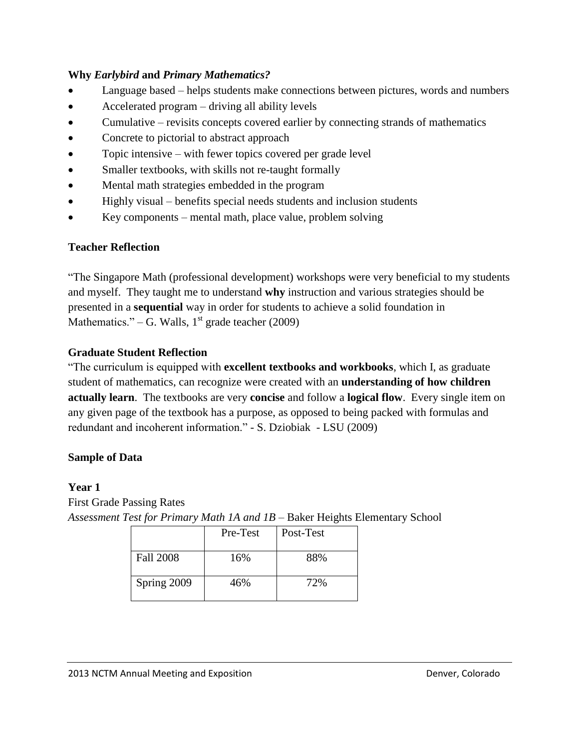### Why *Earlybird* and *Primary Mathematics?*

- Language based – helps students make connections between pictures, words and numbers
- Accelerated program – driving all ability levels
- Cumulative – revisits concepts covered earlier by connecting strands of mathematics
- Concrete to pictorial to abstract approach
- Topic intensive – with fewer topics covered per grade level
- Smaller textbooks, with skills not re-taught formally
- Mental math strategies embedded in the program
- Highly visual – benefits special needs students and inclusion students
- Key components – mental math, place value, problem solving

### Teacher Reflection

"The Singapore Math (professional development) workshops were very beneficial to my students and myself. They taught me to understand **why** instruction and various strategies should be presented in a **sequential** way in order for students to achieve a solid foundation in Mathematics." – G. Walls, 1st grade teacher (2009)

### Graduate Student Reflection

"The curriculum is equipped with **excellent textbooks and workbooks**, which I, as graduate student of mathematics, can recognize were created with an **understanding of how children actually learn**. The textbooks are very **concise** and follow a **logical flow**. Every single item on any given page of the textbook has a purpose, as opposed to being packed with formulas and redundant and incoherent information." - S. Dziobiak - LSU (2009)

### Sample of Data

### Year 1

First Grade Passing Rates

*Assessment Test for Primary Math 1A and 1B* – Baker Heights Elementary School

| | Pre-Test | Post-Test |
|---|---|---|
| Fall 2008 | 16% | 88% |
| Spring 2009 | 46% | 72% |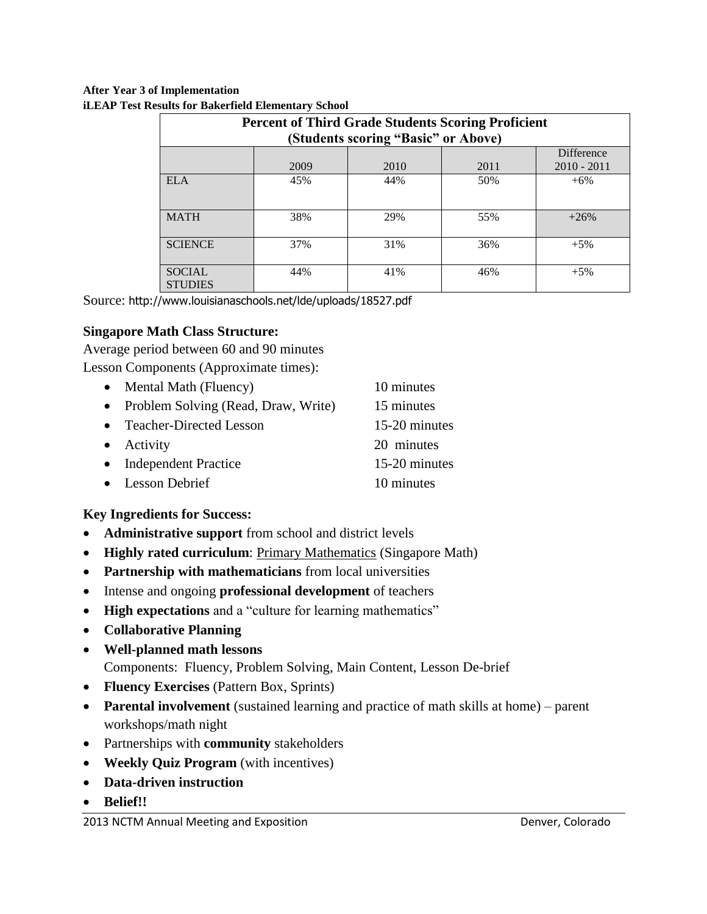**After Year 3 of Implementation**
**iLEAP Test Results for Bakerfield Elementary School**

| Percent of Third Grade Students Scoring Proficient (Students scoring "Basic" or Above) | | | | |
|---|---|---|---|---|
| | 2009 | 2010 | 2011 | Difference 2010 - 2011 |
| ELA | 45% | 44% | 50% | +6% |
| MATH | 38% | 29% | 55% | +26% |
| SCIENCE | 37% | 31% | 36% | +5% |
| SOCIAL STUDIES | 44% | 41% | 46% | +5% |

Source: http://www.louisianaschools.net/lde/uploads/18527.pdf

**Singapore Math Class Structure:**

Average period between 60 and 90 minutes

Lesson Components (Approximate times):

- Mental Math (Fluency) — 10 minutes
- Problem Solving (Read, Draw, Write) — 15 minutes
- Teacher-Directed Lesson — 15-20 minutes
- Activity — 20 minutes
- Independent Practice — 15-20 minutes
- Lesson Debrief — 10 minutes

**Key Ingredients for Success:**

- **Administrative support** from school and district levels
- **Highly rated curriculum**: Primary Mathematics (Singapore Math)
- **Partnership with mathematicians** from local universities
- Intense and ongoing **professional development** of teachers
- **High expectations** and a "culture for learning mathematics"
- **Collaborative Planning**
- **Well-planned math lessons**
  Components: Fluency, Problem Solving, Main Content, Lesson De-brief
- **Fluency Exercises** (Pattern Box, Sprints)
- **Parental involvement** (sustained learning and practice of math skills at home) – parent workshops/math night
- Partnerships with **community** stakeholders
- **Weekly Quiz Program** (with incentives)
- **Data-driven instruction**
- **Belief!!**